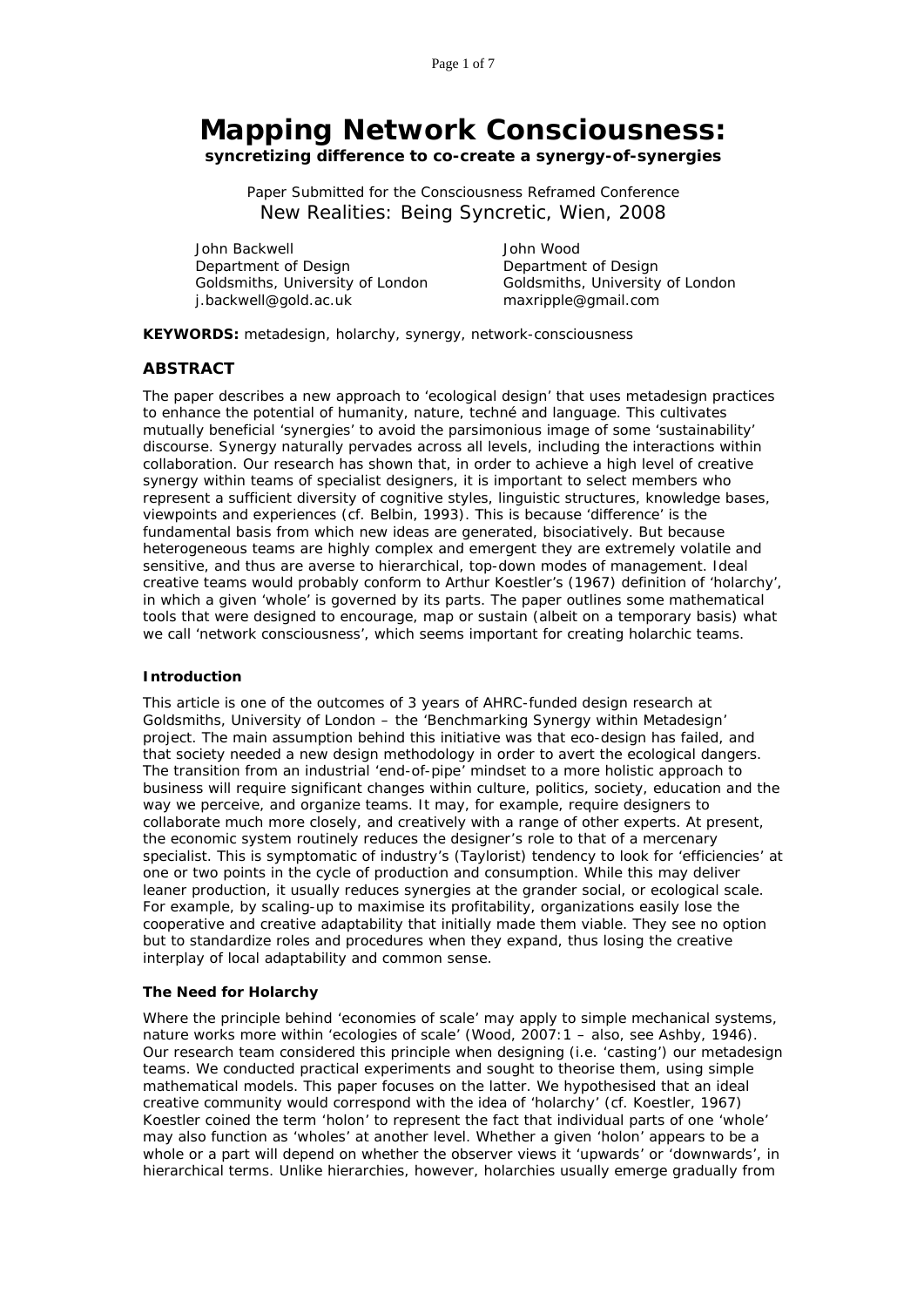# Mapping Network Consciousness:

**syncretizing difference to co-create a synergy-of-synergies**

Paper Submitted for the Consciousness Reframed Conference
New Realities: Being Syncretic, Wien, 2008

John Backwell
Department of Design
Goldsmiths, University of London
j.backwell@gold.ac.uk

John Wood
Department of Design
Goldsmiths, University of London
maxripple@gmail.com

**KEYWORDS:** metadesign, holarchy, synergy, network-consciousness

## ABSTRACT

The paper describes a new approach to 'ecological design' that uses metadesign practices to enhance the potential of humanity, nature, techné and language. This cultivates mutually beneficial 'synergies' to avoid the parsimonious image of some 'sustainability' discourse. Synergy naturally pervades across all levels, including the interactions within collaboration. Our research has shown that, in order to achieve a high level of creative synergy within teams of specialist designers, it is important to select members who represent a sufficient diversity of cognitive styles, linguistic structures, knowledge bases, viewpoints and experiences (cf. Belbin, 1993). This is because 'difference' is the fundamental basis from which new ideas are generated, bisociatively. But because heterogeneous teams are highly complex and emergent they are extremely volatile and sensitive, and thus are averse to hierarchical, top-down modes of management. Ideal creative teams would probably conform to Arthur Koestler's (1967) definition of 'holarchy', in which a given 'whole' is governed by its parts. The paper outlines some mathematical tools that were designed to encourage, map or sustain (albeit on a temporary basis) what we call 'network consciousness', which seems important for creating holarchic teams.

### Introduction

This article is one of the outcomes of 3 years of AHRC-funded design research at Goldsmiths, University of London – the 'Benchmarking Synergy within Metadesign' project. The main assumption behind this initiative was that eco-design has failed, and that society needed a new design methodology in order to avert the ecological dangers. The transition from an industrial 'end-of-pipe' mindset to a more holistic approach to business will require significant changes within culture, politics, society, education and the way we perceive, and organize teams. It may, for example, require designers to collaborate much more closely, and creatively with a range of other experts. At present, the economic system routinely reduces the designer's role to that of a mercenary specialist. This is symptomatic of industry's (Taylorist) tendency to look for 'efficiencies' at one or two points in the cycle of production and consumption. While this may deliver leaner production, it usually reduces synergies at the grander social, or ecological scale. For example, by scaling-up to maximise its profitability, organizations easily lose the cooperative and creative adaptability that initially made them viable. They see no option but to standardize roles and procedures when they expand, thus losing the creative interplay of local adaptability and common sense.

### The Need for Holarchy

Where the principle behind 'economies of scale' may apply to simple mechanical systems, nature works more within 'ecologies of scale' (Wood, 2007:1 – also, see Ashby, 1946). Our research team considered this principle when designing (i.e. 'casting') our metadesign teams. We conducted practical experiments and sought to theorise them, using simple mathematical models. This paper focuses on the latter. We hypothesised that an ideal creative community would correspond with the idea of 'holarchy' (cf. Koestler, 1967) Koestler coined the term 'holon' to represent the fact that individual parts of one 'whole' may also function as 'wholes' at another level. Whether a given 'holon' appears to be a whole or a part will depend on whether the observer views it 'upwards' or 'downwards', in hierarchical terms. Unlike hierarchies, however, holarchies usually emerge gradually from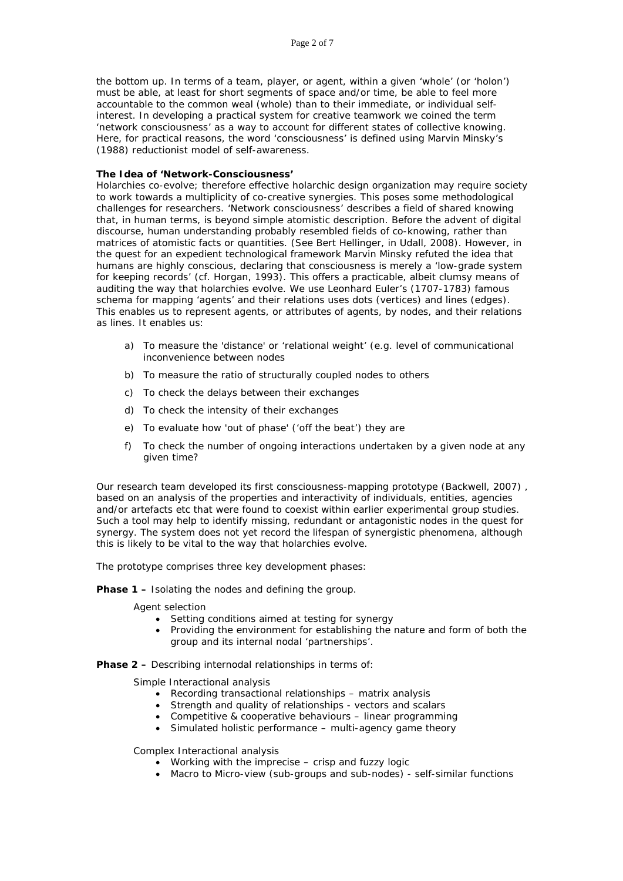the bottom up. In terms of a team, player, or agent, within a given 'whole' (or 'holon') must be able, at least for short segments of space and/or time, be able to feel more accountable to the common weal (whole) than to their immediate, or individual self-interest. In developing a practical system for creative teamwork we coined the term 'network consciousness' as a way to account for different states of collective knowing. Here, for practical reasons, the word 'consciousness' is defined using Marvin Minsky's (1988) reductionist model of self-awareness.

**The Idea of 'Network-Consciousness'**

Holarchies co-evolve; therefore effective holarchic design organization may require society to work towards a multiplicity of co-creative synergies. This poses some methodological challenges for researchers. 'Network consciousness' describes a field of shared knowing that, in human terms, is beyond simple atomistic description. Before the advent of digital discourse, human understanding probably resembled fields of co-knowing, rather than matrices of atomistic facts or quantities. (See Bert Hellinger, in Udall, 2008). However, in the quest for an expedient technological framework Marvin Minsky refuted the idea that humans are highly conscious, declaring that consciousness is merely a 'low-grade system for keeping records' (cf. Horgan, 1993). This offers a practicable, albeit clumsy means of auditing the way that holarchies evolve. We use Leonhard Euler's (1707-1783) famous schema for mapping 'agents' and their relations uses dots (vertices) and lines (edges). This enables us to represent agents, or attributes of agents, by nodes, and their relations as lines. It enables us:

a) To measure the 'distance' or 'relational weight' (e.g. level of communicational inconvenience between nodes
b) To measure the ratio of structurally coupled nodes to others
c) To check the delays between their exchanges
d) To check the intensity of their exchanges
e) To evaluate how 'out of phase' ('off the beat') they are
f) To check the number of ongoing interactions undertaken by a given node at any given time?

Our research team developed its first consciousness-mapping prototype (Backwell, 2007) , based on an analysis of the properties and interactivity of individuals, entities, agencies and/or artefacts etc that were found to coexist within earlier experimental group studies. Such a tool may help to identify missing, redundant or antagonistic nodes in the quest for synergy. The system does not yet record the lifespan of synergistic phenomena, although this is likely to be vital to the way that holarchies evolve.

The prototype comprises three key development phases:

**Phase 1 –** Isolating the nodes and defining the group.

Agent selection

- Setting conditions aimed at testing for synergy
- Providing the environment for establishing the nature and form of both the group and its internal nodal 'partnerships'.

**Phase 2 –** Describing internodal relationships in terms of:

Simple Interactional analysis

- Recording transactional relationships – matrix analysis
- Strength and quality of relationships - vectors and scalars
- Competitive & cooperative behaviours – linear programming
- Simulated holistic performance – multi-agency game theory

Complex Interactional analysis

- Working with the imprecise – crisp and fuzzy logic
- Macro to Micro-view (sub-groups and sub-nodes) - self-similar functions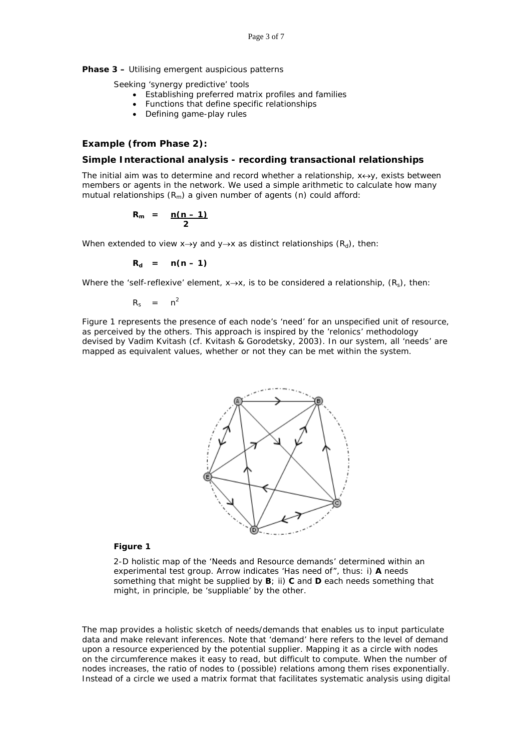**Phase 3 –** Utilising emergent auspicious patterns

Seeking 'synergy predictive' tools

- Establishing preferred matrix profiles and families
- Functions that define specific relationships
- Defining game-play rules

### Example (from Phase 2):

### Simple Interactional analysis - recording transactional relationships

The initial aim was to determine and record whether a relationship, $x \leftrightarrow y$, exists between members or agents in the network. We used a simple arithmetic to calculate how many mutual relationships ($R_m$) a given number of agents (n) could afford:

$$\mathbf{R_m = \frac{n(n-1)}{2}}$$

When extended to view $x \rightarrow y$ and $y \rightarrow x$ as distinct relationships ($R_d$), then:

$$\mathbf{R_d = n(n-1)}$$

Where the 'self-reflexive' element, $x \rightarrow x$, is to be considered a relationship, ($R_s$), then:

$$R_s = n^2$$

Figure 1 represents the presence of each node's 'need' for an unspecified unit of resource, as perceived by the others. This approach is inspired by the 'relonics' methodology devised by Vadim Kvitash (cf. Kvitash & Gorodetsky, 2003). In our system, all 'needs' are mapped as equivalent values, whether or not they can be met within the system.

**Figure 1**

2-D holistic map of the 'Needs and Resource demands' determined within an experimental test group. Arrow indicates 'Has need of", thus: i) **A** needs something that might be supplied by **B**; ii) **C** and **D** each needs something that might, in principle, be 'suppliable' by the other.

The map provides a holistic sketch of needs/demands that enables us to input particulate data and make relevant inferences. Note that 'demand' here refers to the level of demand upon a resource experienced by the potential supplier. Mapping it as a circle with nodes on the circumference makes it easy to read, but difficult to compute. When the number of nodes increases, the ratio of nodes to (possible) relations among them rises exponentially. Instead of a circle we used a matrix format that facilitates systematic analysis using digital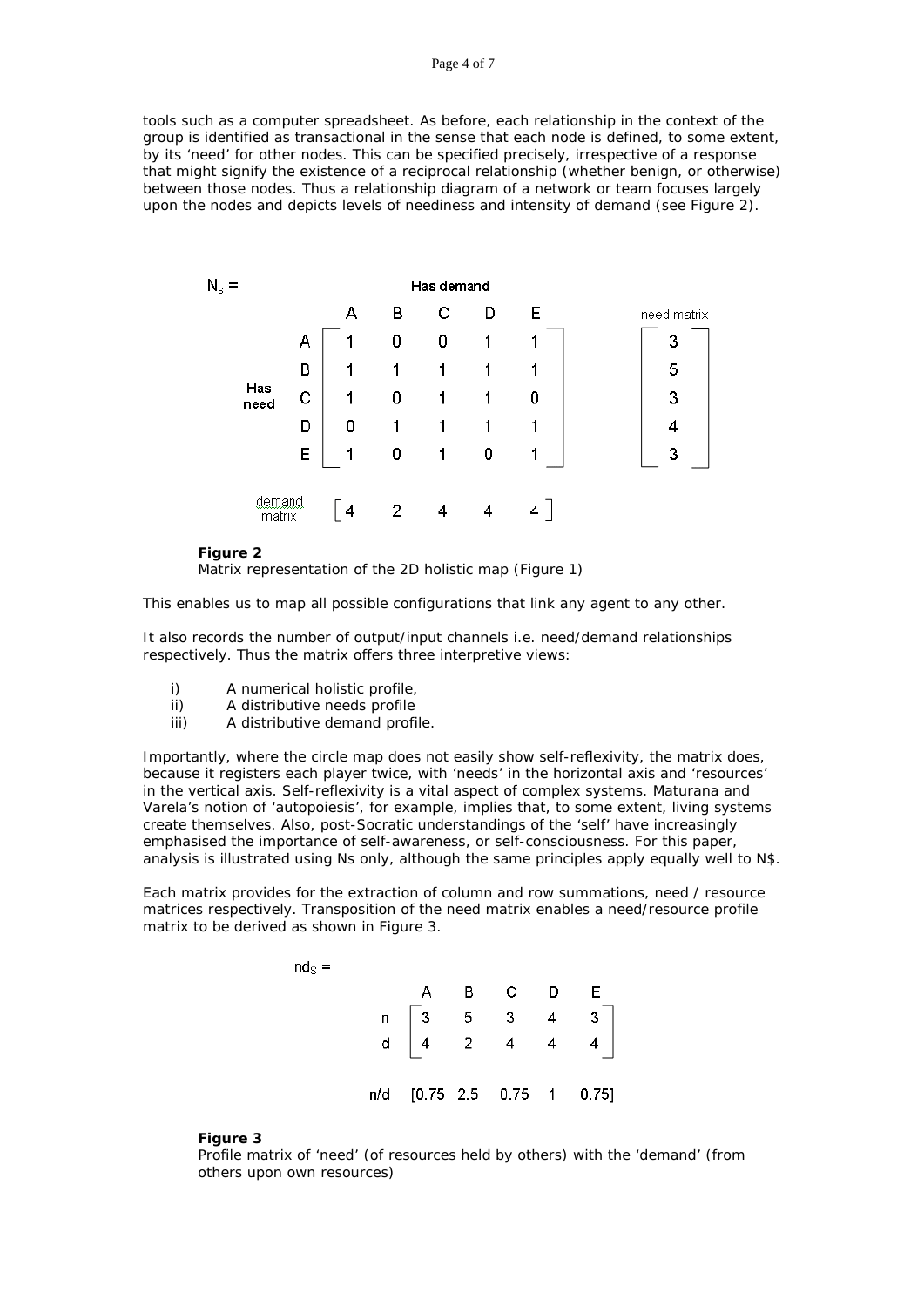tools such as a computer spreadsheet. As before, each relationship in the context of the group is identified as transactional in the sense that each node is defined, to some extent, by its 'need' for other nodes. This can be specified precisely, irrespective of a response that might signify the existence of a reciprocal relationship (whether benign, or otherwise) between those nodes. Thus a relationship diagram of a network or team focuses largely upon the nodes and depicts levels of neediness and intensity of demand (see Figure 2).

$N_s =$

| Has need \ Has demand | A | B | C | D | E | need matrix |
|---|---|---|---|---|---|---|
| A | 1 | 0 | 0 | 1 | 1 | 3 |
| B | 1 | 1 | 1 | 1 | 1 | 5 |
| C | 1 | 0 | 1 | 1 | 0 | 3 |
| D | 0 | 1 | 1 | 1 | 1 | 4 |
| E | 1 | 0 | 1 | 0 | 1 | 3 |
| demand matrix | 4 | 2 | 4 | 4 | 4 | |

**Figure 2**
Matrix representation of the 2D holistic map (Figure 1)

This enables us to map all possible configurations that link any agent to any other.

It also records the number of output/input channels i.e. need/demand relationships respectively. Thus the matrix offers three interpretive views:

i) A numerical holistic profile,
ii) A distributive needs profile
iii) A distributive demand profile.

Importantly, where the circle map does not easily show self-reflexivity, the matrix does, because it registers each player twice, with 'needs' in the horizontal axis and 'resources' in the vertical axis. Self-reflexivity is a vital aspect of complex systems. Maturana and Varela's notion of 'autopoiesis', for example, implies that, to some extent, living systems create themselves. Also, post-Socratic understandings of the 'self' have increasingly emphasised the importance of self-awareness, or self-consciousness. For this paper, analysis is illustrated using Ns only, although the same principles apply equally well to N$.

Each matrix provides for the extraction of column and row summations, need / resource matrices respectively. Transposition of the need matrix enables a need/resource profile matrix to be derived as shown in Figure 3.

$nd_S =$

| | A | B | C | D | E |
|---|---|---|---|---|---|
| n | 3 | 5 | 3 | 4 | 3 |
| d | 4 | 2 | 4 | 4 | 4 |
| n/d | 0.75 | 2.5 | 0.75 | 1 | 0.75 |

**Figure 3**
Profile matrix of 'need' (of resources held by others) with the 'demand' (from others upon own resources)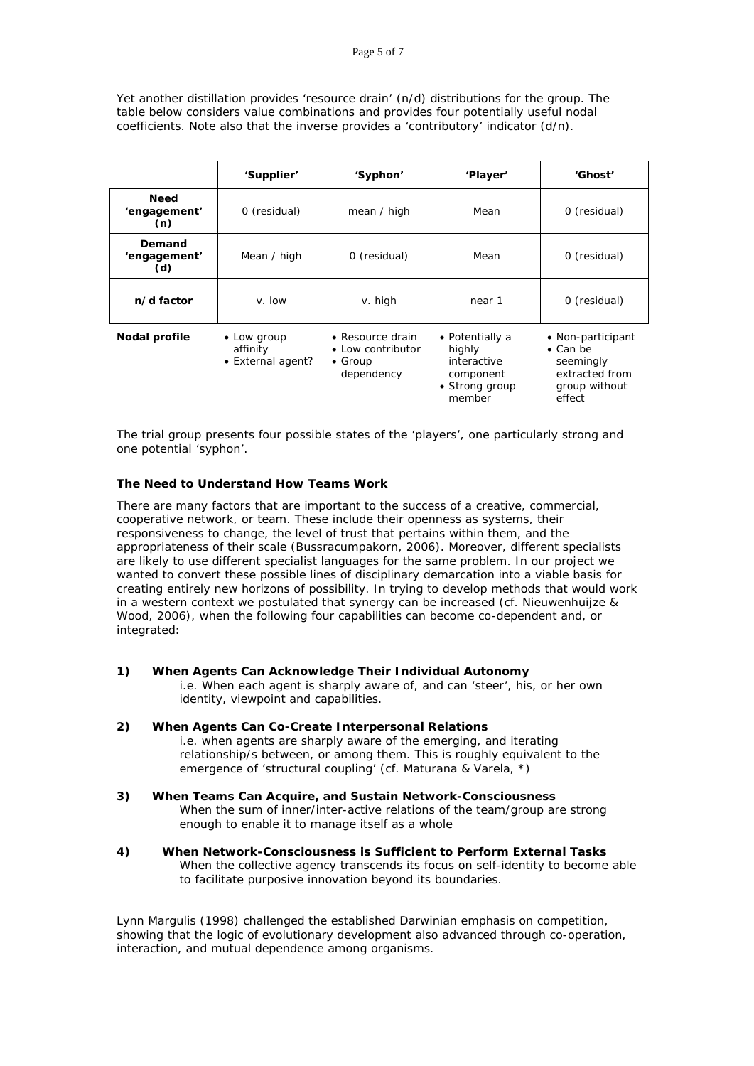Yet another distillation provides 'resource drain' (n/d) distributions for the group. The table below considers value combinations and provides four potentially useful nodal coefficients. Note also that the inverse provides a 'contributory' indicator (d/n).

| | 'Supplier' | 'Syphon' | 'Player' | 'Ghost' |
|---|---|---|---|---|
| **Need 'engagement' (n)** | 0 (residual) | mean / high | Mean | 0 (residual) |
| **Demand 'engagement' (d)** | Mean / high | 0 (residual) | Mean | 0 (residual) |
| **n/d factor** | v. low | v. high | near 1 | 0 (residual) |
| **Nodal profile** | • Low group affinity<br>• External agent? | • Resource drain<br>• Low contributor<br>• Group dependency | • Potentially a highly interactive component<br>• Strong group member | • Non-participant<br>• Can be seemingly extracted from group without effect |

The trial group presents four possible states of the 'players', one particularly strong and one potential 'syphon'.

### The Need to Understand How Teams Work

There are many factors that are important to the success of a creative, commercial, cooperative network, or team. These include their openness as systems, their responsiveness to change, the level of trust that pertains within them, and the appropriateness of their scale (Bussracumpakorn, 2006). Moreover, different specialists are likely to use different specialist languages for the same problem. In our project we wanted to convert these possible lines of disciplinary demarcation into a viable basis for creating entirely new horizons of possibility. In trying to develop methods that would work in a western context we postulated that synergy can be increased (cf. Nieuwenhuijze & Wood, 2006), when the following four capabilities can become co-dependent and, or integrated:

**1) When Agents Can Acknowledge Their Individual Autonomy**
i.e. When each agent is sharply aware of, and can 'steer', his, or her own identity, viewpoint and capabilities.

**2) When Agents Can Co-Create Interpersonal Relations**
i.e. when agents are sharply aware of the emerging, and iterating relationship/s between, or among them. This is roughly equivalent to the emergence of 'structural coupling' (cf. Maturana & Varela, *)

**3) When Teams Can Acquire, and Sustain Network-Consciousness**
When the sum of inner/inter-active relations of the team/group are strong enough to enable it to manage itself as a whole

**4) When Network-Consciousness is Sufficient to Perform External Tasks**
When the collective agency transcends its focus on self-identity to become able to facilitate purposive innovation beyond its boundaries.

Lynn Margulis (1998) challenged the established Darwinian emphasis on competition, showing that the logic of evolutionary development also advanced through co-operation, interaction, and mutual dependence among organisms.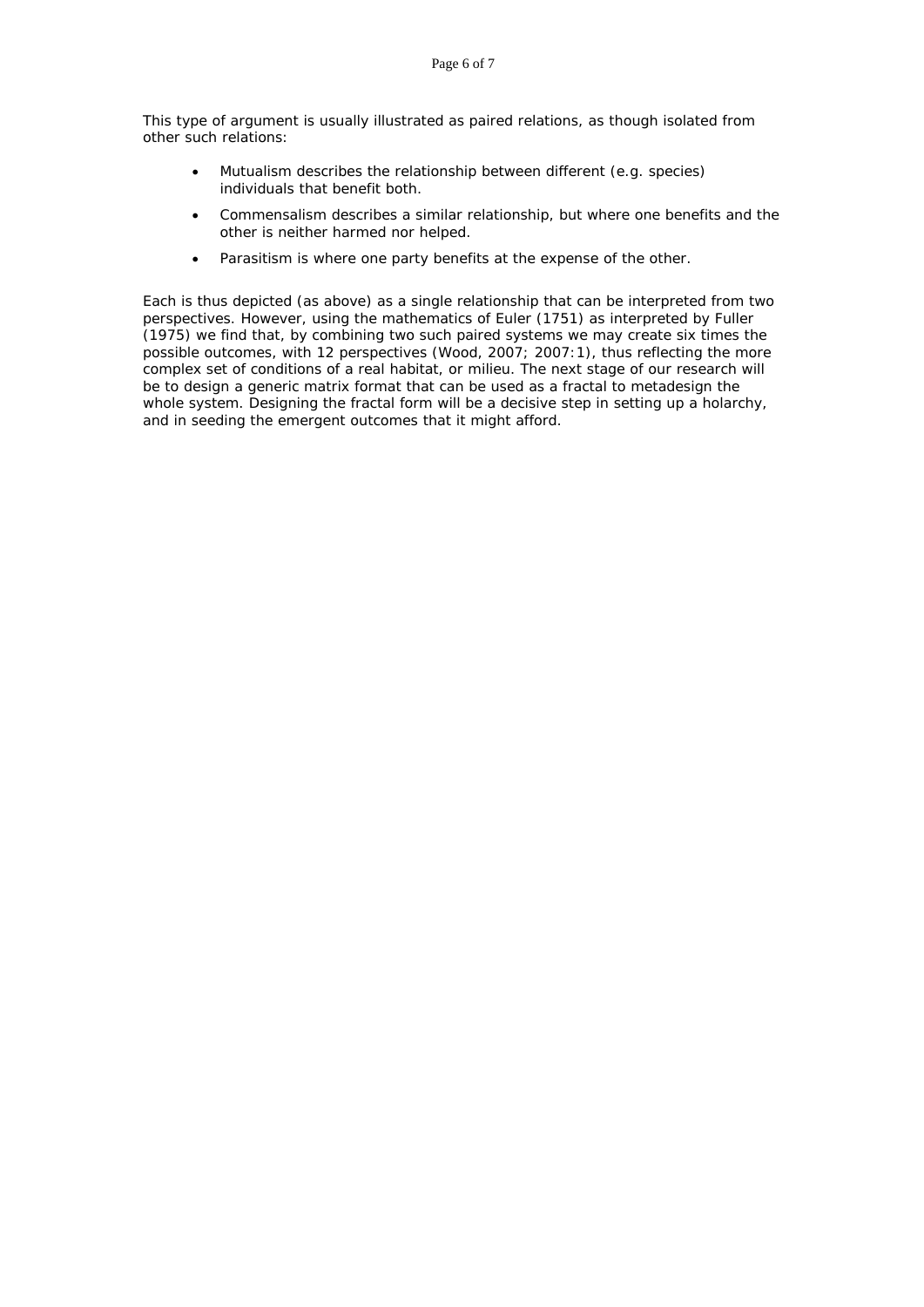This type of argument is usually illustrated as paired relations, as though isolated from other such relations:

- Mutualism describes the relationship between different (e.g. species) individuals that benefit both.
- Commensalism describes a similar relationship, but where one benefits and the other is neither harmed nor helped.
- Parasitism is where one party benefits at the expense of the other.

Each is thus depicted (as above) as a single relationship that can be interpreted from two perspectives. However, using the mathematics of Euler (1751) as interpreted by Fuller (1975) we find that, by combining two such paired systems we may create six times the possible outcomes, with 12 perspectives (Wood, 2007; 2007:1), thus reflecting the more complex set of conditions of a real habitat, or milieu. The next stage of our research will be to design a generic matrix format that can be used as a fractal to metadesign the whole system. Designing the fractal form will be a decisive step in setting up a holarchy, and in seeding the emergent outcomes that it might afford.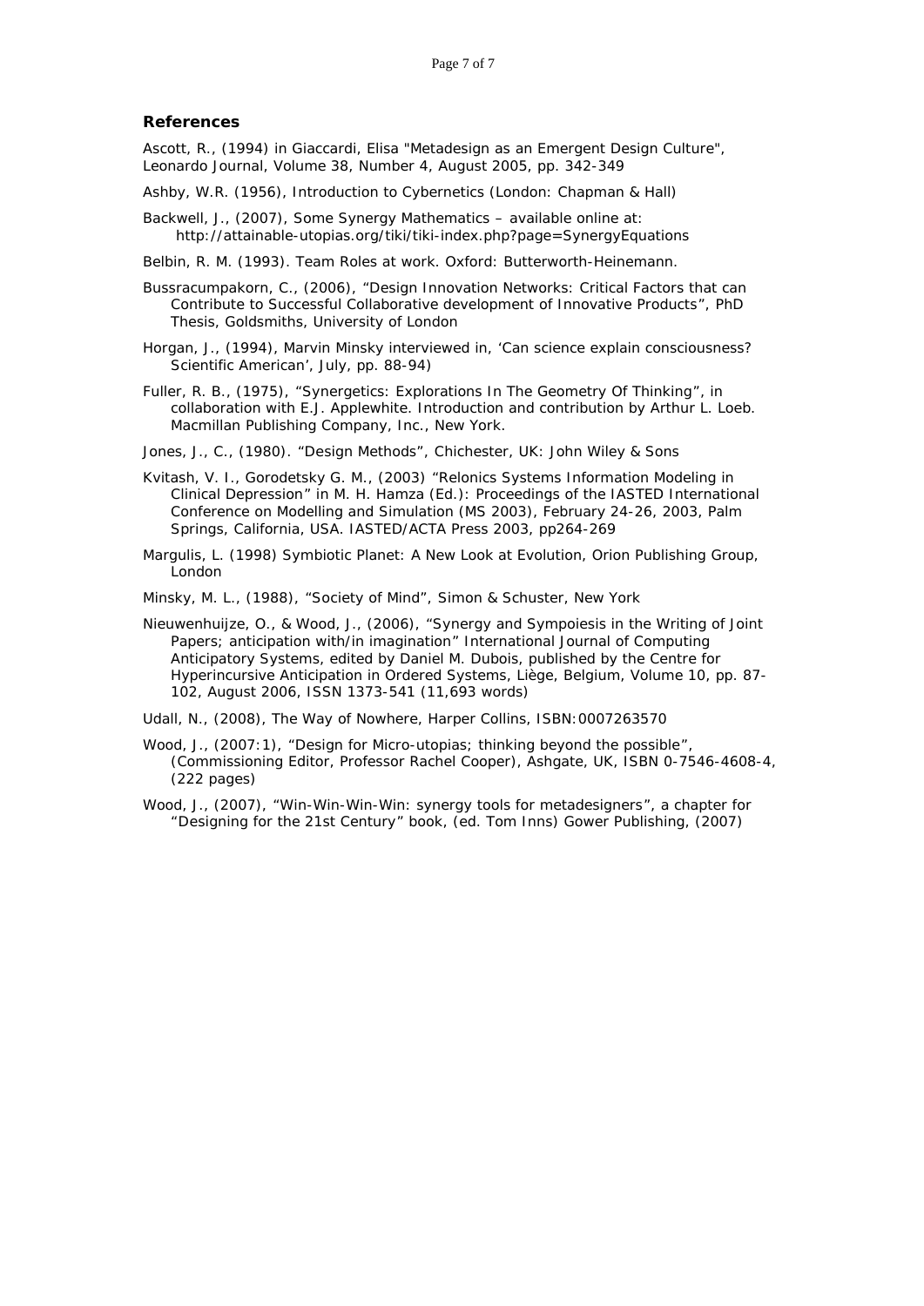## References

Ascott, R., (1994) in Giaccardi, Elisa "Metadesign as an Emergent Design Culture", Leonardo Journal, Volume 38, Number 4, August 2005, pp. 342-349

Ashby, W.R. (1956), Introduction to Cybernetics (London: Chapman & Hall)

Backwell, J., (2007), Some Synergy Mathematics – available online at: http://attainable-utopias.org/tiki/tiki-index.php?page=SynergyEquations

Belbin, R. M. (1993). Team Roles at work. Oxford: Butterworth-Heinemann.

Bussracumpakorn, C., (2006), "Design Innovation Networks: Critical Factors that can Contribute to Successful Collaborative development of Innovative Products", PhD Thesis, Goldsmiths, University of London

Horgan, J., (1994), Marvin Minsky interviewed in, 'Can science explain consciousness? Scientific American', July, pp. 88-94)

Fuller, R. B., (1975), "Synergetics: Explorations In The Geometry Of Thinking", in collaboration with E.J. Applewhite. Introduction and contribution by Arthur L. Loeb. Macmillan Publishing Company, Inc., New York.

Jones, J., C., (1980). "Design Methods", Chichester, UK: John Wiley & Sons

Kvitash, V. I., Gorodetsky G. M., (2003) "Relonics Systems Information Modeling in Clinical Depression" in M. H. Hamza (Ed.): Proceedings of the IASTED International Conference on Modelling and Simulation (MS 2003), February 24-26, 2003, Palm Springs, California, USA. IASTED/ACTA Press 2003, pp264-269

Margulis, L. (1998) Symbiotic Planet: A New Look at Evolution, Orion Publishing Group, London

Minsky, M. L., (1988), "Society of Mind", Simon & Schuster, New York

Nieuwenhuijze, O., & Wood, J., (2006), "Synergy and Sympoiesis in the Writing of Joint Papers; anticipation with/in imagination" International Journal of Computing Anticipatory Systems, edited by Daniel M. Dubois, published by the Centre for Hyperincursive Anticipation in Ordered Systems, Liège, Belgium, Volume 10, pp. 87-102, August 2006, ISSN 1373-541 (11,693 words)

Udall, N., (2008), The Way of Nowhere, Harper Collins, ISBN:0007263570

Wood, J., (2007:1), "Design for Micro-utopias; thinking beyond the possible", (Commissioning Editor, Professor Rachel Cooper), Ashgate, UK, ISBN 0-7546-4608-4, (222 pages)

Wood, J., (2007), "Win-Win-Win-Win: synergy tools for metadesigners", a chapter for "Designing for the 21st Century" book, (ed. Tom Inns) Gower Publishing, (2007)